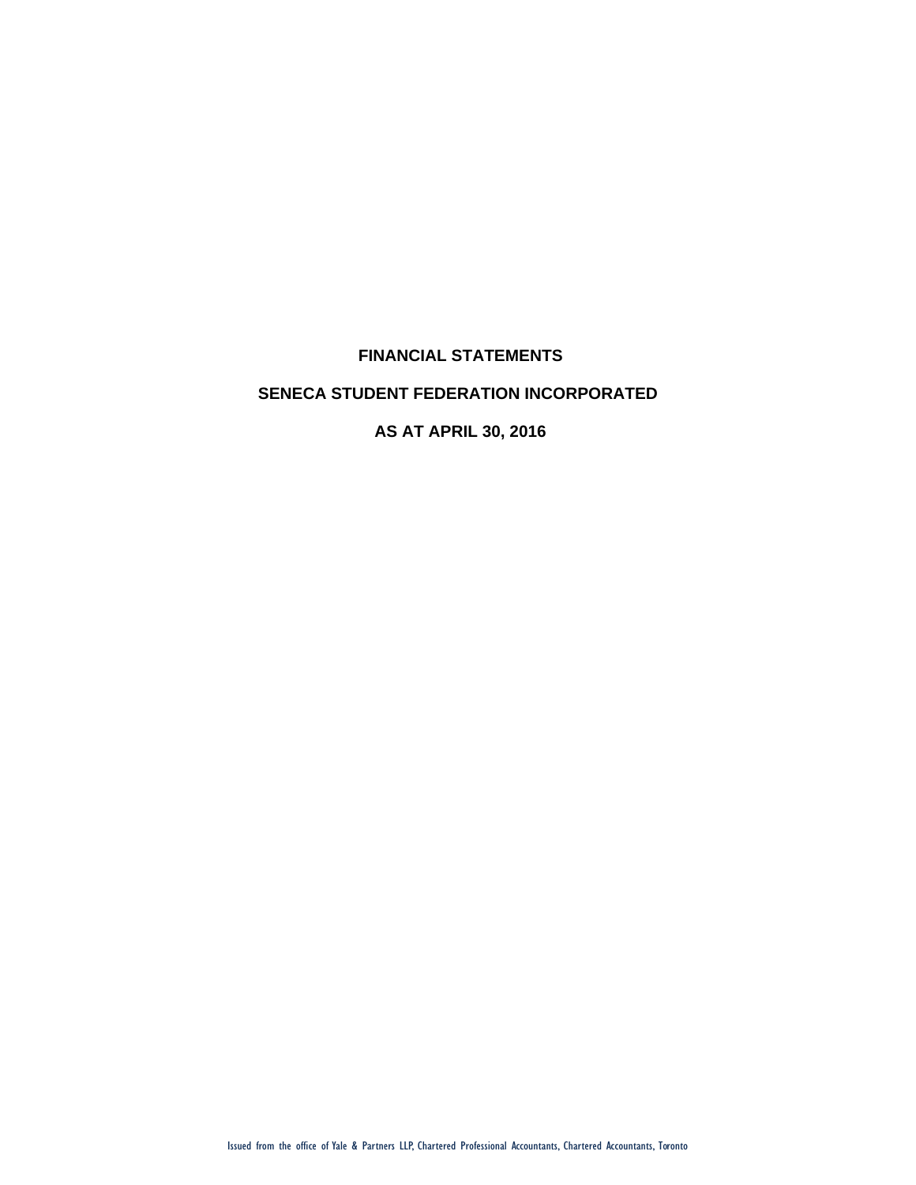# FINANCIAL STATEMENTS

# SENECA STUDENT FEDERATION INCORPORATED

# AS AT APRIL 30, 2016

Issued from the office of Yale & Partners LLP, Chartered Professional Accountants, Chartered Accountants, Toronto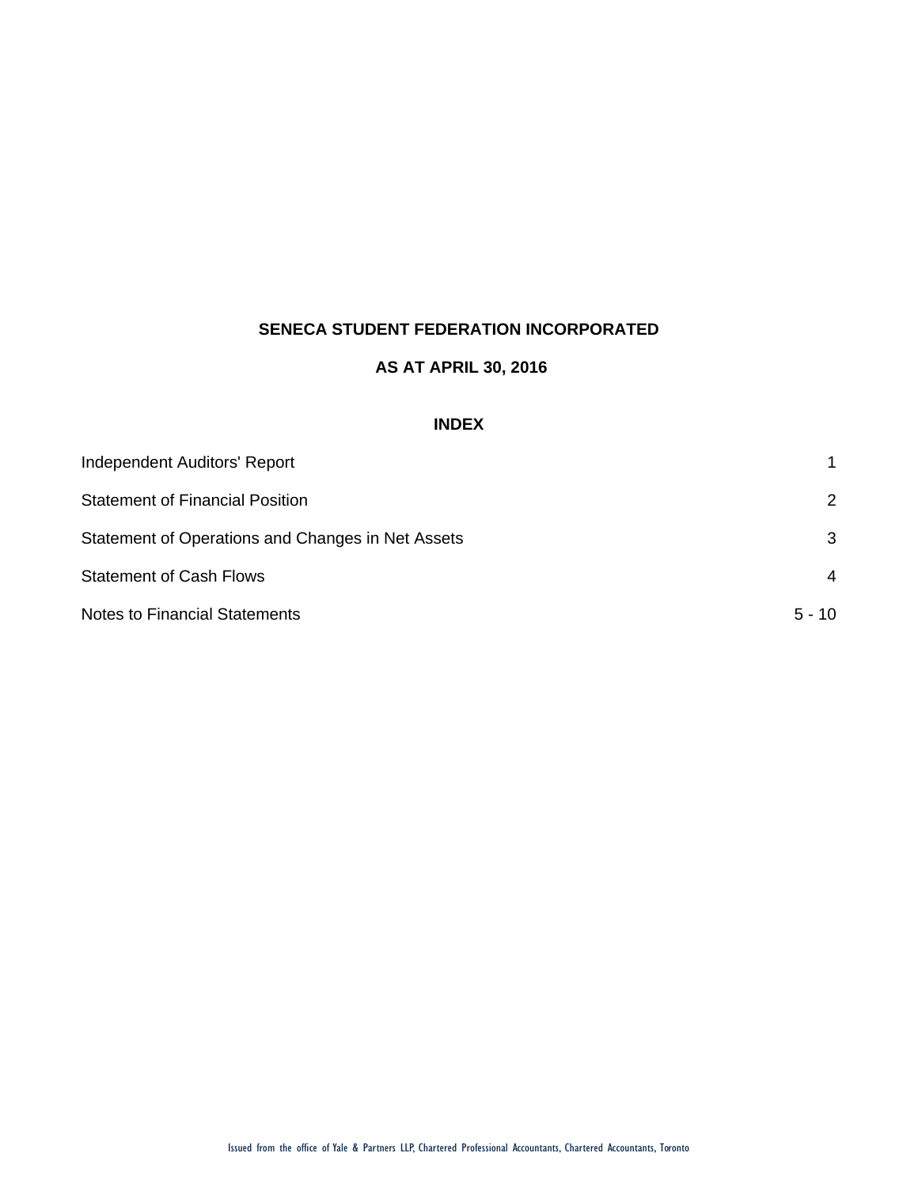**SENECA STUDENT FEDERATION INCORPORATED**

**AS AT APRIL 30, 2016**

**INDEX**

| | |
|---|---|
| Independent Auditors' Report | 1 |
| Statement of Financial Position | 2 |
| Statement of Operations and Changes in Net Assets | 3 |
| Statement of Cash Flows | 4 |
| Notes to Financial Statements | 5 - 10 |

Issued from the office of Yale & Partners LLP, Chartered Professional Accountants, Chartered Accountants, Toronto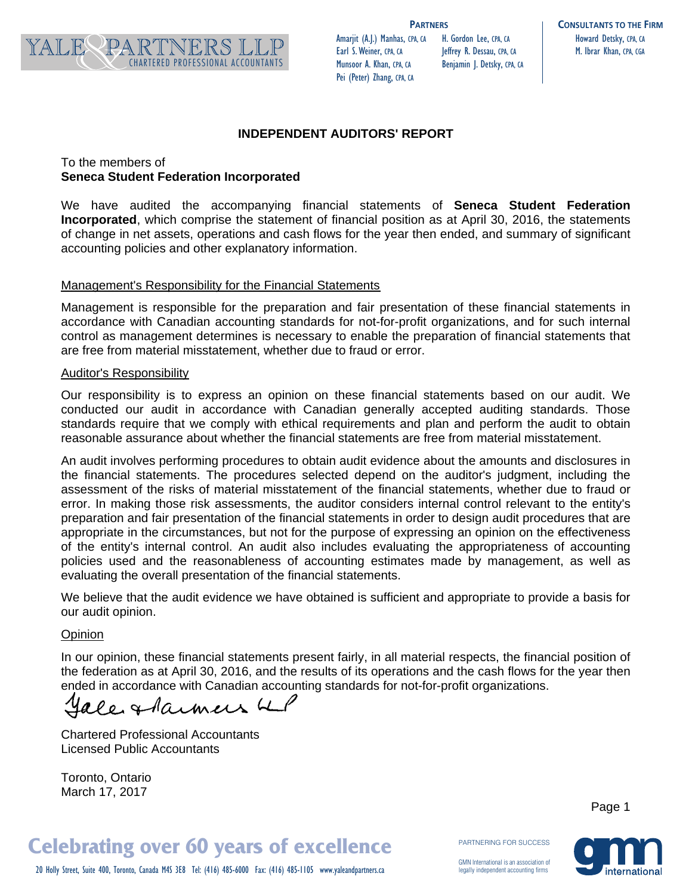# INDEPENDENT AUDITORS' REPORT

To the members of
**Seneca Student Federation Incorporated**

We have audited the accompanying financial statements of **Seneca Student Federation Incorporated**, which comprise the statement of financial position as at April 30, 2016, the statements of change in net assets, operations and cash flows for the year then ended, and summary of significant accounting policies and other explanatory information.

## Management's Responsibility for the Financial Statements

Management is responsible for the preparation and fair presentation of these financial statements in accordance with Canadian accounting standards for not-for-profit organizations, and for such internal control as management determines is necessary to enable the preparation of financial statements that are free from material misstatement, whether due to fraud or error.

## Auditor's Responsibility

Our responsibility is to express an opinion on these financial statements based on our audit. We conducted our audit in accordance with Canadian generally accepted auditing standards. Those standards require that we comply with ethical requirements and plan and perform the audit to obtain reasonable assurance about whether the financial statements are free from material misstatement.

An audit involves performing procedures to obtain audit evidence about the amounts and disclosures in the financial statements. The procedures selected depend on the auditor's judgment, including the assessment of the risks of material misstatement of the financial statements, whether due to fraud or error. In making those risk assessments, the auditor considers internal control relevant to the entity's preparation and fair presentation of the financial statements in order to design audit procedures that are appropriate in the circumstances, but not for the purpose of expressing an opinion on the effectiveness of the entity's internal control. An audit also includes evaluating the appropriateness of accounting policies used and the reasonableness of accounting estimates made by management, as well as evaluating the overall presentation of the financial statements.

We believe that the audit evidence we have obtained is sufficient and appropriate to provide a basis for our audit opinion.

## Opinion

In our opinion, these financial statements present fairly, in all material respects, the financial position of the federation as at April 30, 2016, and the results of its operations and the cash flows for the year then ended in accordance with Canadian accounting standards for not-for-profit organizations.

Yale & Partners LLP

Chartered Professional Accountants
Licensed Public Accountants

Toronto, Ontario
March 17, 2017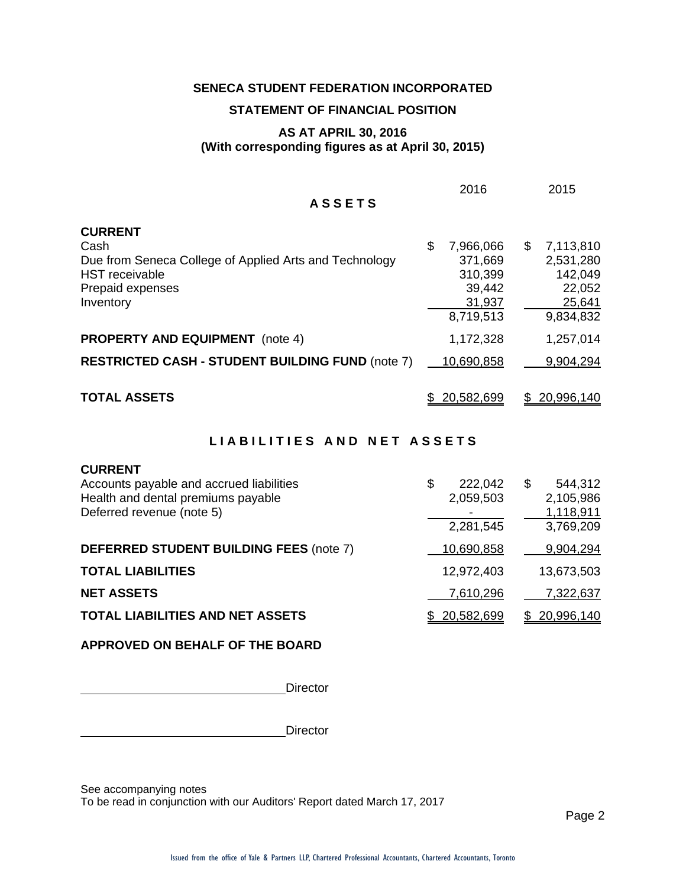# SENECA STUDENT FEDERATION INCORPORATED

## STATEMENT OF FINANCIAL POSITION

### AS AT APRIL 30, 2016
### (With corresponding figures as at April 30, 2015)

| | 2016 | 2015 |
|---|---|---|
| **A S S E T S** | | |
| **CURRENT** | | |
| Cash | $ 7,966,066 | $ 7,113,810 |
| Due from Seneca College of Applied Arts and Technology | 371,669 | 2,531,280 |
| HST receivable | 310,399 | 142,049 |
| Prepaid expenses | 39,442 | 22,052 |
| Inventory | 31,937 | 25,641 |
| | 8,719,513 | 9,834,832 |
| **PROPERTY AND EQUIPMENT** (note 4) | 1,172,328 | 1,257,014 |
| **RESTRICTED CASH - STUDENT BUILDING FUND** (note 7) | 10,690,858 | 9,904,294 |
| **TOTAL ASSETS** | $ 20,582,699 | $ 20,996,140 |

**L I A B I L I T I E S  A N D  N E T  A S S E T S**

| | 2016 | 2015 |
|---|---|---|
| **CURRENT** | | |
| Accounts payable and accrued liabilities | $ 222,042 | $ 544,312 |
| Health and dental premiums payable | 2,059,503 | 2,105,986 |
| Deferred revenue (note 5) | - | 1,118,911 |
| | 2,281,545 | 3,769,209 |
| **DEFERRED STUDENT BUILDING FEES** (note 7) | 10,690,858 | 9,904,294 |
| **TOTAL LIABILITIES** | 12,972,403 | 13,673,503 |
| **NET ASSETS** | 7,610,296 | 7,322,637 |
| **TOTAL LIABILITIES AND NET ASSETS** | $ 20,582,699 | $ 20,996,140 |

**APPROVED ON BEHALF OF THE BOARD**

______________________________ Director

______________________________ Director

See accompanying notes
To be read in conjunction with our Auditors' Report dated March 17, 2017

Issued from the office of Yale & Partners LLP, Chartered Professional Accountants, Chartered Accountants, Toronto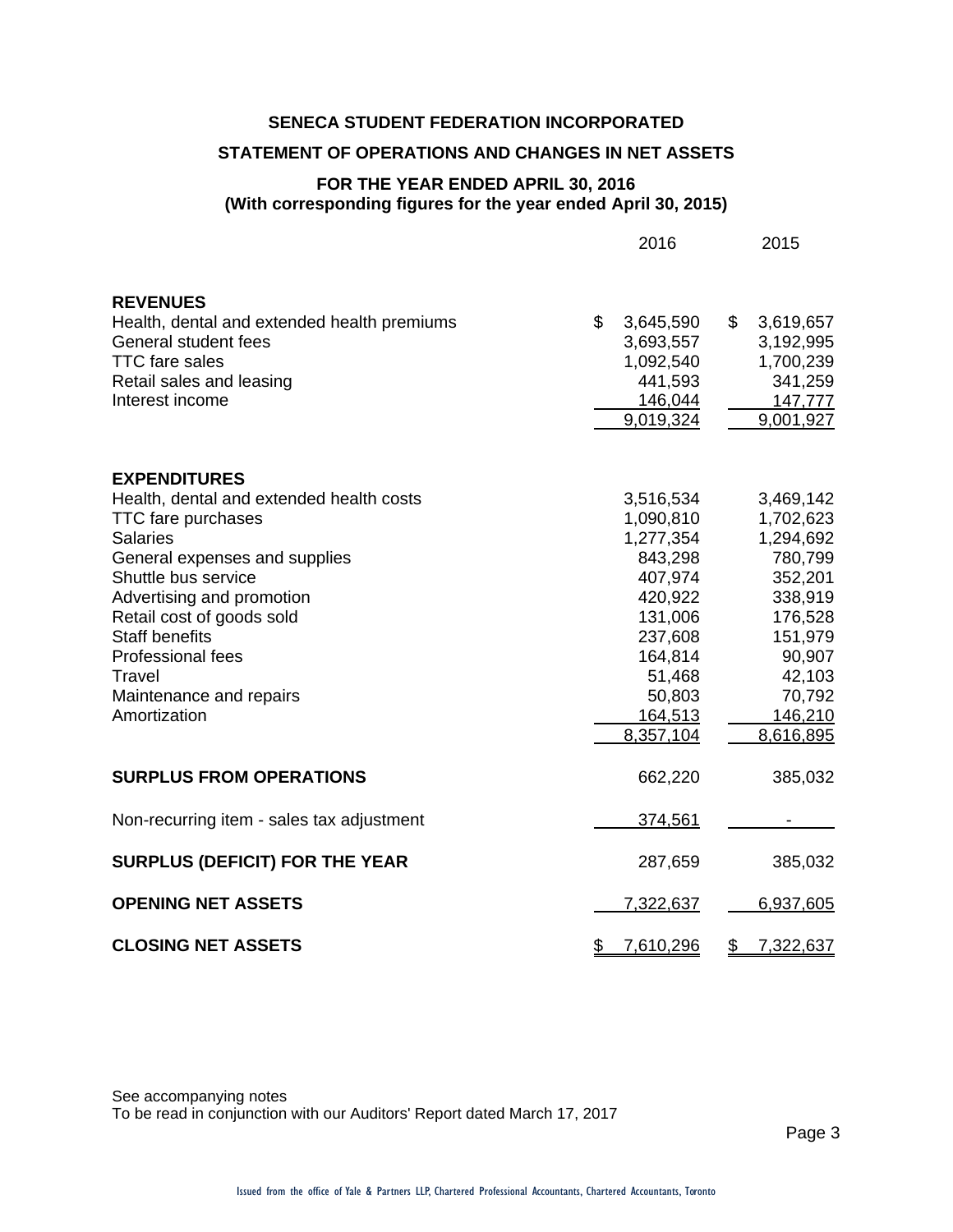# SENECA STUDENT FEDERATION INCORPORATED

## STATEMENT OF OPERATIONS AND CHANGES IN NET ASSETS

### FOR THE YEAR ENDED APRIL 30, 2016
### (With corresponding figures for the year ended April 30, 2015)

| | 2016 | 2015 |
|---|---|---|
| **REVENUES** | | |
| Health, dental and extended health premiums | $ 3,645,590 | $ 3,619,657 |
| General student fees | 3,693,557 | 3,192,995 |
| TTC fare sales | 1,092,540 | 1,700,239 |
| Retail sales and leasing | 441,593 | 341,259 |
| Interest income | 146,044 | 147,777 |
| | 9,019,324 | 9,001,927 |
| **EXPENDITURES** | | |
| Health, dental and extended health costs | 3,516,534 | 3,469,142 |
| TTC fare purchases | 1,090,810 | 1,702,623 |
| Salaries | 1,277,354 | 1,294,692 |
| General expenses and supplies | 843,298 | 780,799 |
| Shuttle bus service | 407,974 | 352,201 |
| Advertising and promotion | 420,922 | 338,919 |
| Retail cost of goods sold | 131,006 | 176,528 |
| Staff benefits | 237,608 | 151,979 |
| Professional fees | 164,814 | 90,907 |
| Travel | 51,468 | 42,103 |
| Maintenance and repairs | 50,803 | 70,792 |
| Amortization | 164,513 | 146,210 |
| | 8,357,104 | 8,616,895 |
| **SURPLUS FROM OPERATIONS** | 662,220 | 385,032 |
| Non-recurring item - sales tax adjustment | 374,561 | - |
| **SURPLUS (DEFICIT) FOR THE YEAR** | 287,659 | 385,032 |
| **OPENING NET ASSETS** | 7,322,637 | 6,937,605 |
| **CLOSING NET ASSETS** | $ 7,610,296 | $ 7,322,637 |

See accompanying notes
To be read in conjunction with our Auditors' Report dated March 17, 2017

Issued from the office of Yale & Partners LLP, Chartered Professional Accountants, Chartered Accountants, Toronto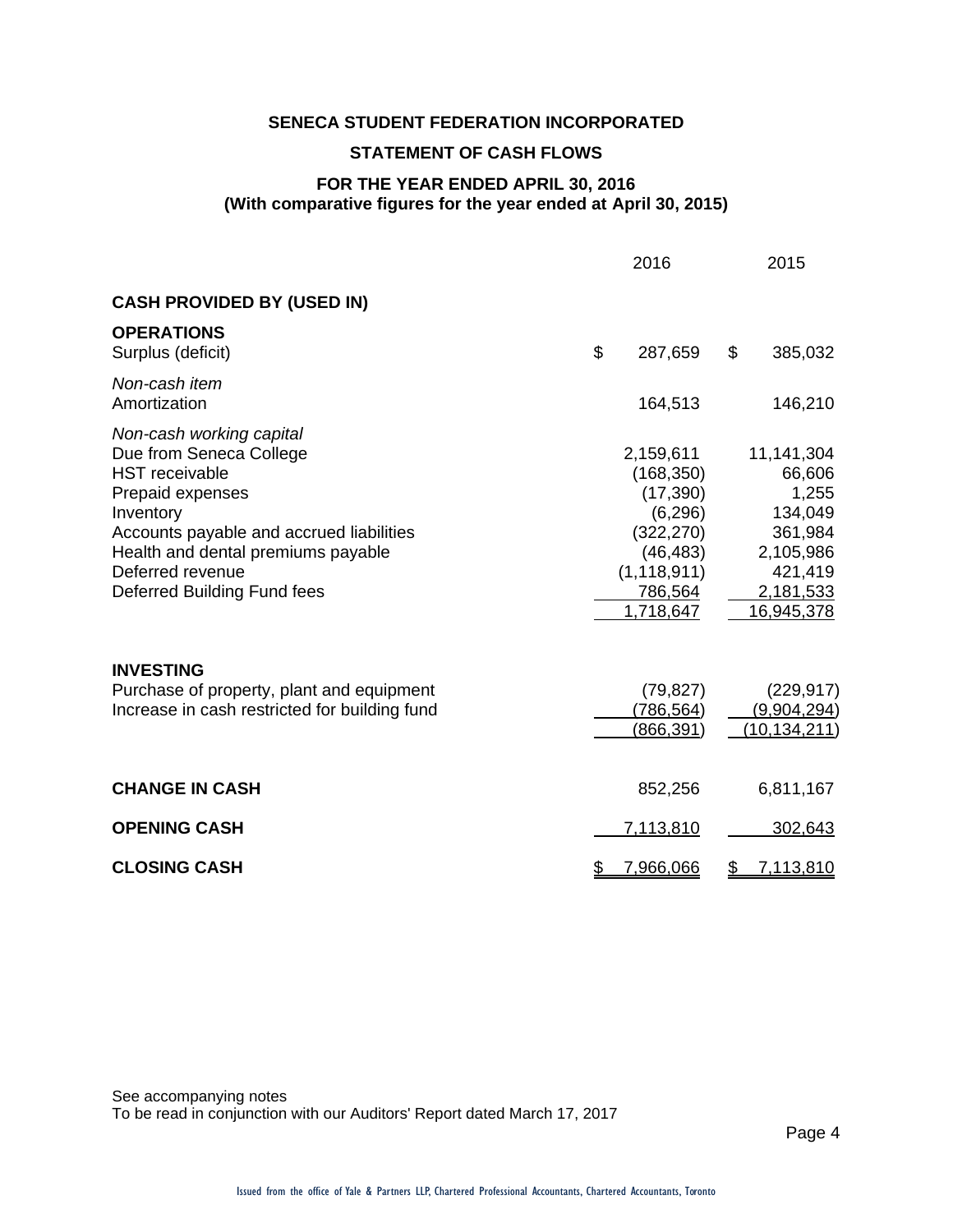**SENECA STUDENT FEDERATION INCORPORATED**

**STATEMENT OF CASH FLOWS**

**FOR THE YEAR ENDED APRIL 30, 2016**
**(With comparative figures for the year ended at April 30, 2015)**

| | 2016 | 2015 |
|---|---|---|
| **CASH PROVIDED BY (USED IN)** | | |
| **OPERATIONS** | | |
| Surplus (deficit) | $ 287,659 | $ 385,032 |
| *Non-cash item* | | |
| Amortization | 164,513 | 146,210 |
| *Non-cash working capital* | | |
| Due from Seneca College | 2,159,611 | 11,141,304 |
| HST receivable | (168,350) | 66,606 |
| Prepaid expenses | (17,390) | 1,255 |
| Inventory | (6,296) | 134,049 |
| Accounts payable and accrued liabilities | (322,270) | 361,984 |
| Health and dental premiums payable | (46,483) | 2,105,986 |
| Deferred revenue | (1,118,911) | 421,419 |
| Deferred Building Fund fees | 786,564 | 2,181,533 |
| | 1,718,647 | 16,945,378 |
| **INVESTING** | | |
| Purchase of property, plant and equipment | (79,827) | (229,917) |
| Increase in cash restricted for building fund | (786,564) | (9,904,294) |
| | (866,391) | (10,134,211) |
| **CHANGE IN CASH** | 852,256 | 6,811,167 |
| **OPENING CASH** | 7,113,810 | 302,643 |
| **CLOSING CASH** | $ 7,966,066 | $ 7,113,810 |

See accompanying notes
To be read in conjunction with our Auditors' Report dated March 17, 2017

Issued from the office of Yale & Partners LLP, Chartered Professional Accountants, Chartered Accountants, Toronto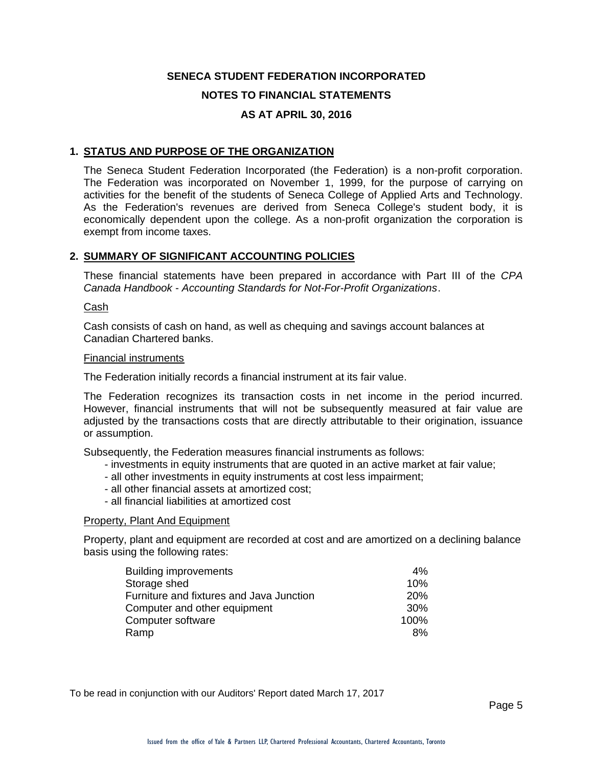# SENECA STUDENT FEDERATION INCORPORATED

## NOTES TO FINANCIAL STATEMENTS

## AS AT APRIL 30, 2016

### 1. STATUS AND PURPOSE OF THE ORGANIZATION

The Seneca Student Federation Incorporated (the Federation) is a non-profit corporation. The Federation was incorporated on November 1, 1999, for the purpose of carrying on activities for the benefit of the students of Seneca College of Applied Arts and Technology. As the Federation's revenues are derived from Seneca College's student body, it is economically dependent upon the college. As a non-profit organization the corporation is exempt from income taxes.

### 2. SUMMARY OF SIGNIFICANT ACCOUNTING POLICIES

These financial statements have been prepared in accordance with Part III of the *CPA Canada Handbook - Accounting Standards for Not-For-Profit Organizations*.

Cash

Cash consists of cash on hand, as well as chequing and savings account balances at Canadian Chartered banks.

Financial instruments

The Federation initially records a financial instrument at its fair value.

The Federation recognizes its transaction costs in net income in the period incurred. However, financial instruments that will not be subsequently measured at fair value are adjusted by the transactions costs that are directly attributable to their origination, issuance or assumption.

Subsequently, the Federation measures financial instruments as follows:

- investments in equity instruments that are quoted in an active market at fair value;
- all other investments in equity instruments at cost less impairment;
- all other financial assets at amortized cost;
- all financial liabilities at amortized cost

Property, Plant And Equipment

Property, plant and equipment are recorded at cost and are amortized on a declining balance basis using the following rates:

| | |
|---|---|
| Building improvements | 4% |
| Storage shed | 10% |
| Furniture and fixtures and Java Junction | 20% |
| Computer and other equipment | 30% |
| Computer software | 100% |
| Ramp | 8% |

To be read in conjunction with our Auditors' Report dated March 17, 2017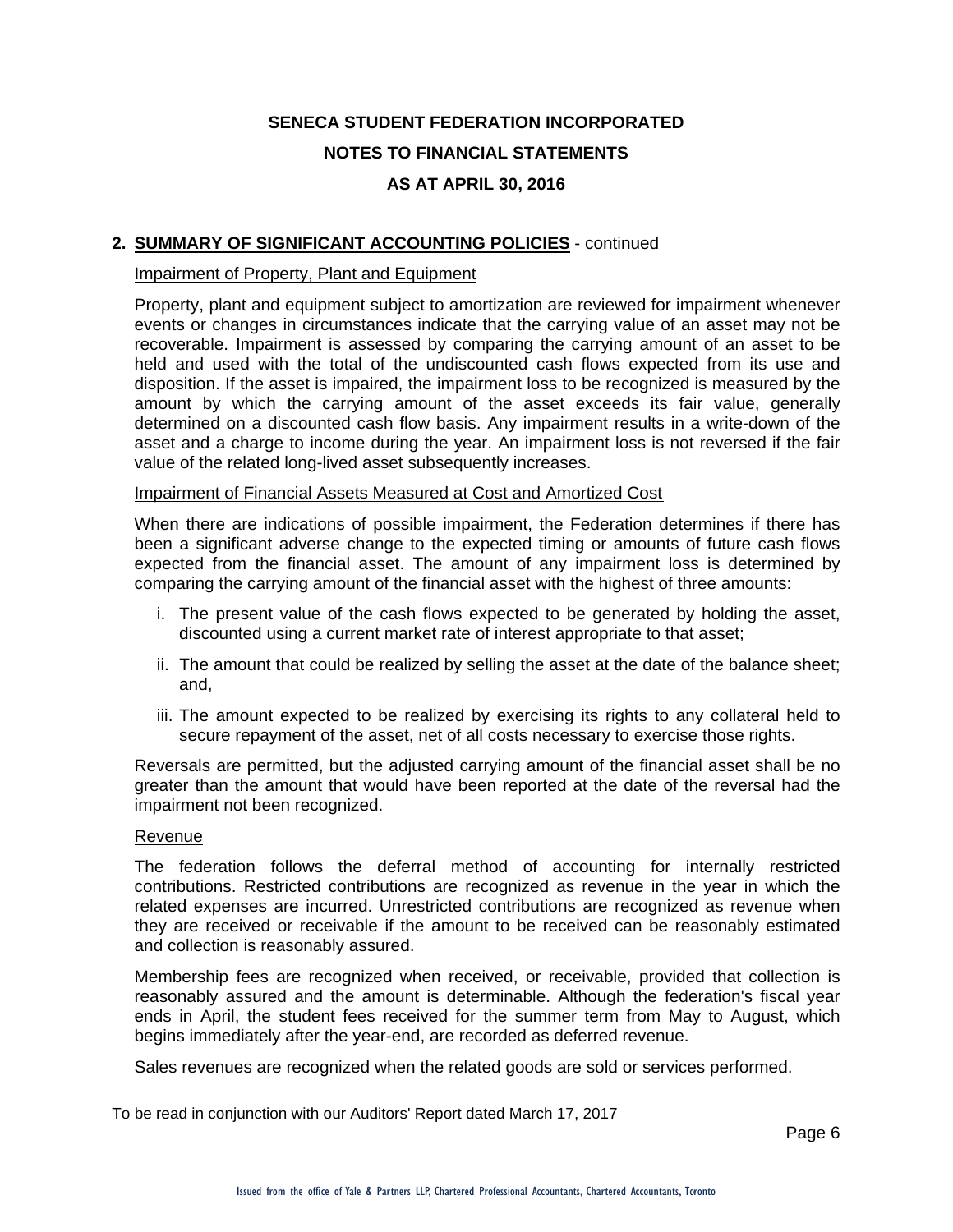# SENECA STUDENT FEDERATION INCORPORATED

## NOTES TO FINANCIAL STATEMENTS

## AS AT APRIL 30, 2016

**2. SUMMARY OF SIGNIFICANT ACCOUNTING POLICIES** - continued

Impairment of Property, Plant and Equipment

Property, plant and equipment subject to amortization are reviewed for impairment whenever events or changes in circumstances indicate that the carrying value of an asset may not be recoverable. Impairment is assessed by comparing the carrying amount of an asset to be held and used with the total of the undiscounted cash flows expected from its use and disposition. If the asset is impaired, the impairment loss to be recognized is measured by the amount by which the carrying amount of the asset exceeds its fair value, generally determined on a discounted cash flow basis. Any impairment results in a write-down of the asset and a charge to income during the year. An impairment loss is not reversed if the fair value of the related long-lived asset subsequently increases.

Impairment of Financial Assets Measured at Cost and Amortized Cost

When there are indications of possible impairment, the Federation determines if there has been a significant adverse change to the expected timing or amounts of future cash flows expected from the financial asset. The amount of any impairment loss is determined by comparing the carrying amount of the financial asset with the highest of three amounts:

i. The present value of the cash flows expected to be generated by holding the asset, discounted using a current market rate of interest appropriate to that asset;

ii. The amount that could be realized by selling the asset at the date of the balance sheet; and,

iii. The amount expected to be realized by exercising its rights to any collateral held to secure repayment of the asset, net of all costs necessary to exercise those rights.

Reversals are permitted, but the adjusted carrying amount of the financial asset shall be no greater than the amount that would have been reported at the date of the reversal had the impairment not been recognized.

Revenue

The federation follows the deferral method of accounting for internally restricted contributions. Restricted contributions are recognized as revenue in the year in which the related expenses are incurred. Unrestricted contributions are recognized as revenue when they are received or receivable if the amount to be received can be reasonably estimated and collection is reasonably assured.

Membership fees are recognized when received, or receivable, provided that collection is reasonably assured and the amount is determinable. Although the federation's fiscal year ends in April, the student fees received for the summer term from May to August, which begins immediately after the year-end, are recorded as deferred revenue.

Sales revenues are recognized when the related goods are sold or services performed.

To be read in conjunction with our Auditors' Report dated March 17, 2017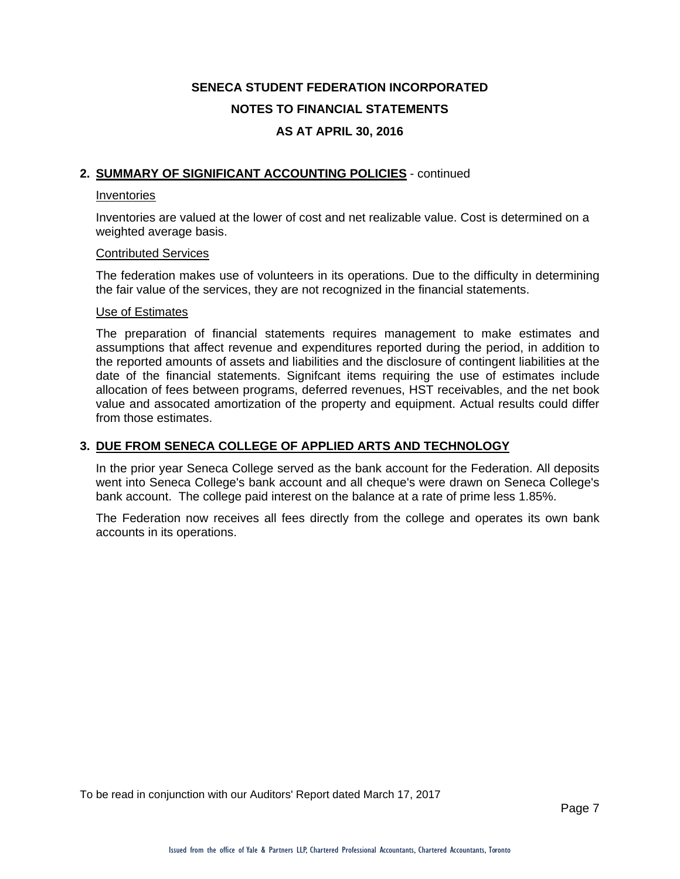**SENECA STUDENT FEDERATION INCORPORATED**

**NOTES TO FINANCIAL STATEMENTS**

**AS AT APRIL 30, 2016**

## 2. SUMMARY OF SIGNIFICANT ACCOUNTING POLICIES - continued

Inventories

Inventories are valued at the lower of cost and net realizable value. Cost is determined on a weighted average basis.

Contributed Services

The federation makes use of volunteers in its operations. Due to the difficulty in determining the fair value of the services, they are not recognized in the financial statements.

Use of Estimates

The preparation of financial statements requires management to make estimates and assumptions that affect revenue and expenditures reported during the period, in addition to the reported amounts of assets and liabilities and the disclosure of contingent liabilities at the date of the financial statements. Signifcant items requiring the use of estimates include allocation of fees between programs, deferred revenues, HST receivables, and the net book value and assocated amortization of the property and equipment. Actual results could differ from those estimates.

## 3. DUE FROM SENECA COLLEGE OF APPLIED ARTS AND TECHNOLOGY

In the prior year Seneca College served as the bank account for the Federation. All deposits went into Seneca College's bank account and all cheque's were drawn on Seneca College's bank account. The college paid interest on the balance at a rate of prime less 1.85%.

The Federation now receives all fees directly from the college and operates its own bank accounts in its operations.

To be read in conjunction with our Auditors' Report dated March 17, 2017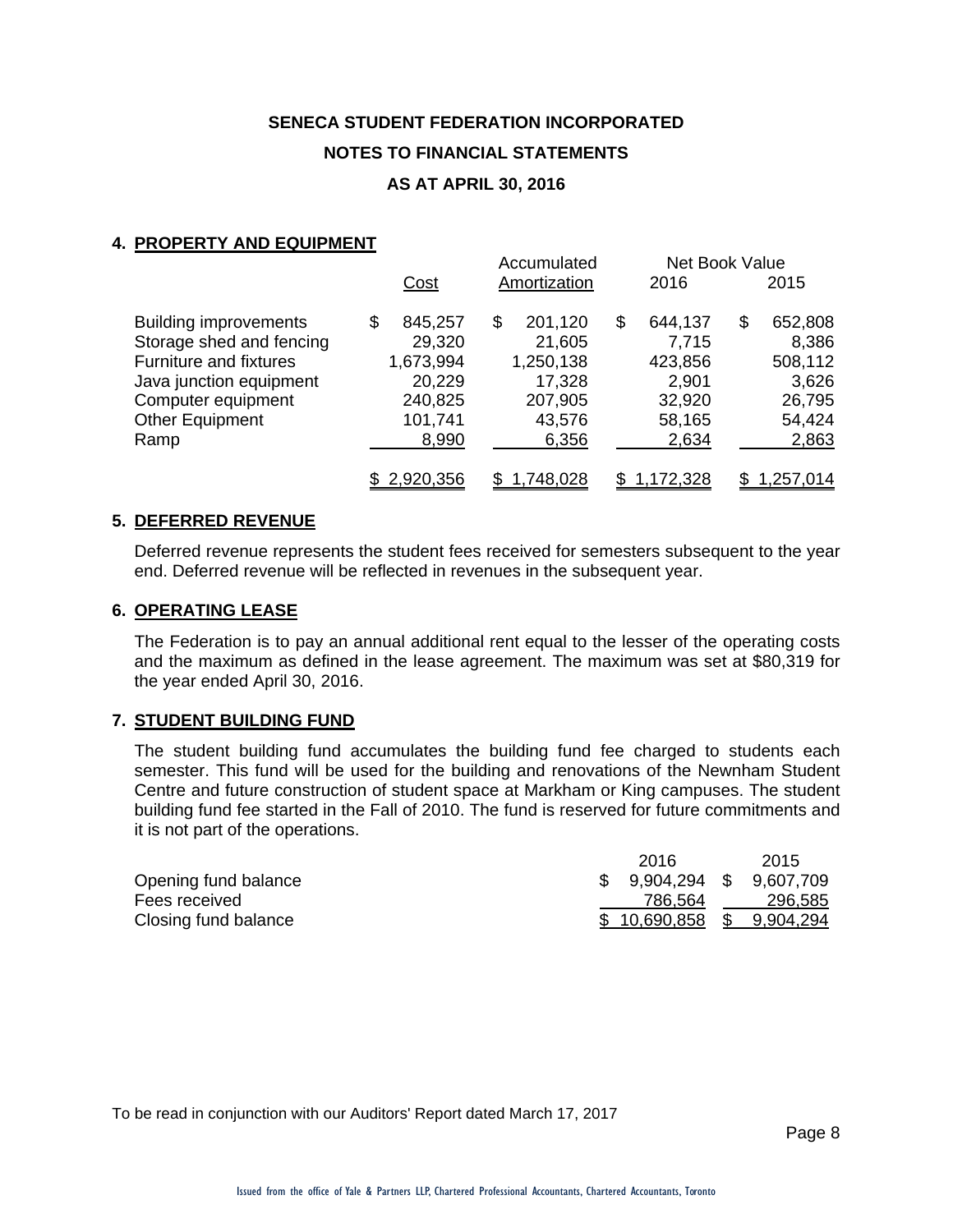# SENECA STUDENT FEDERATION INCORPORATED

## NOTES TO FINANCIAL STATEMENTS

## AS AT APRIL 30, 2016

### 4. PROPERTY AND EQUIPMENT

| | Cost | Accumulated Amortization | Net Book Value 2016 | Net Book Value 2015 |
|---|---|---|---|---|
| Building improvements | $ 845,257 | $ 201,120 | $ 644,137 | $ 652,808 |
| Storage shed and fencing | 29,320 | 21,605 | 7,715 | 8,386 |
| Furniture and fixtures | 1,673,994 | 1,250,138 | 423,856 | 508,112 |
| Java junction equipment | 20,229 | 17,328 | 2,901 | 3,626 |
| Computer equipment | 240,825 | 207,905 | 32,920 | 26,795 |
| Other Equipment | 101,741 | 43,576 | 58,165 | 54,424 |
| Ramp | 8,990 | 6,356 | 2,634 | 2,863 |
| | $ 2,920,356 | $ 1,748,028 | $ 1,172,328 | $ 1,257,014 |

### 5. DEFERRED REVENUE

Deferred revenue represents the student fees received for semesters subsequent to the year end. Deferred revenue will be reflected in revenues in the subsequent year.

### 6. OPERATING LEASE

The Federation is to pay an annual additional rent equal to the lesser of the operating costs and the maximum as defined in the lease agreement. The maximum was set at $80,319 for the year ended April 30, 2016.

### 7. STUDENT BUILDING FUND

The student building fund accumulates the building fund fee charged to students each semester. This fund will be used for the building and renovations of the Newnham Student Centre and future construction of student space at Markham or King campuses. The student building fund fee started in the Fall of 2010. The fund is reserved for future commitments and it is not part of the operations.

| | 2016 | 2015 |
|---|---|---|
| Opening fund balance | $ 9,904,294 | $ 9,607,709 |
| Fees received | 786,564 | 296,585 |
| Closing fund balance | $ 10,690,858 | $ 9,904,294 |

To be read in conjunction with our Auditors' Report dated March 17, 2017

Issued from the office of Yale & Partners LLP, Chartered Professional Accountants, Chartered Accountants, Toronto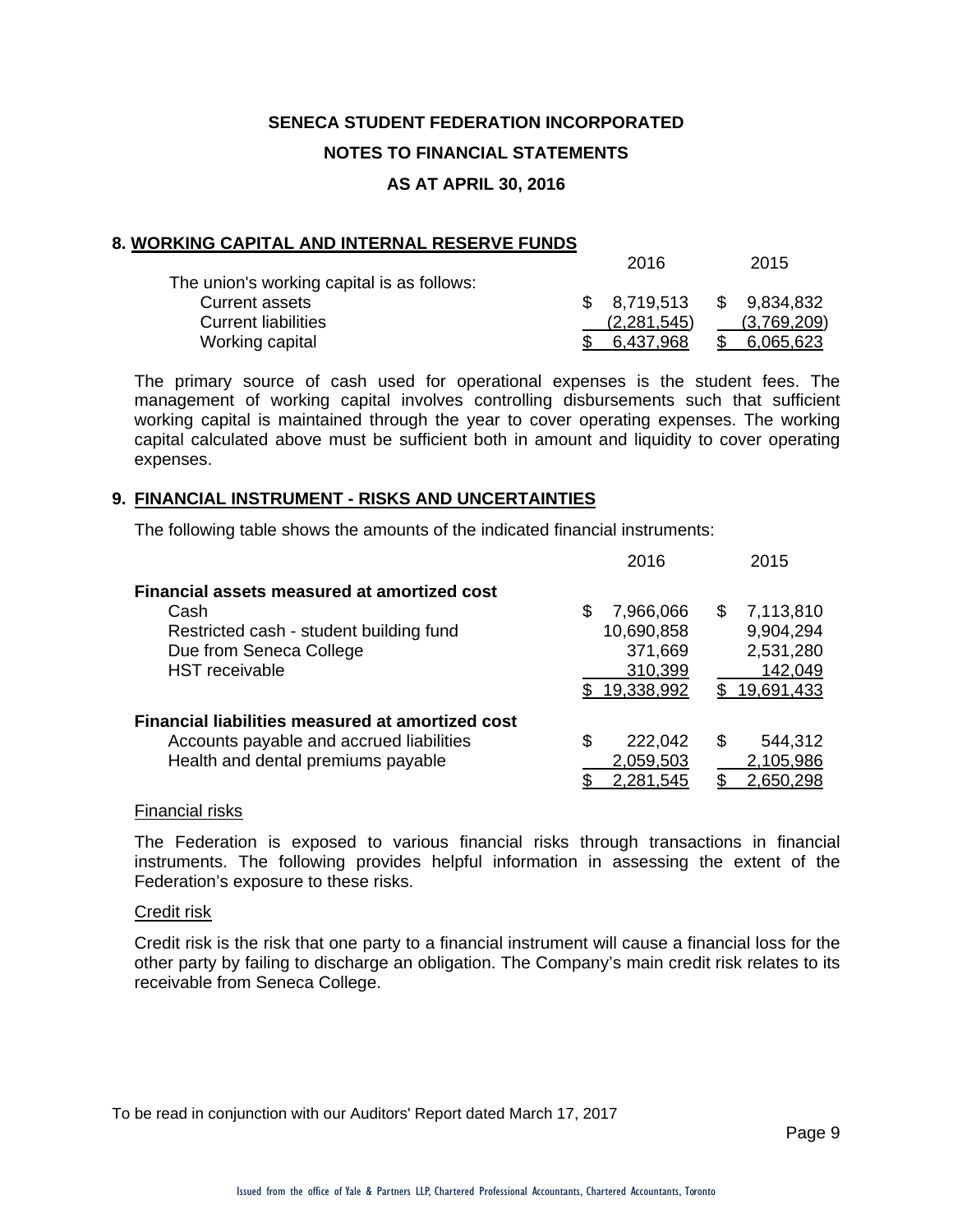SENECA STUDENT FEDERATION INCORPORATED

NOTES TO FINANCIAL STATEMENTS

AS AT APRIL 30, 2016

## 8. WORKING CAPITAL AND INTERNAL RESERVE FUNDS

| | 2016 | 2015 |
|---|---|---|
| The union's working capital is as follows: | | |
| Current assets | $ 8,719,513 | $ 9,834,832 |
| Current liabilities | (2,281,545) | (3,769,209) |
| Working capital | $ 6,437,968 | $ 6,065,623 |

The primary source of cash used for operational expenses is the student fees. The management of working capital involves controlling disbursements such that sufficient working capital is maintained through the year to cover operating expenses. The working capital calculated above must be sufficient both in amount and liquidity to cover operating expenses.

## 9. FINANCIAL INSTRUMENT - RISKS AND UNCERTAINTIES

The following table shows the amounts of the indicated financial instruments:

| | 2016 | 2015 |
|---|---|---|
| **Financial assets measured at amortized cost** | | |
| Cash | $ 7,966,066 | $ 7,113,810 |
| Restricted cash - student building fund | 10,690,858 | 9,904,294 |
| Due from Seneca College | 371,669 | 2,531,280 |
| HST receivable | 310,399 | 142,049 |
| | $ 19,338,992 | $ 19,691,433 |
| **Financial liabilities measured at amortized cost** | | |
| Accounts payable and accrued liabilities | $ 222,042 | $ 544,312 |
| Health and dental premiums payable | 2,059,503 | 2,105,986 |
| | $ 2,281,545 | $ 2,650,298 |

Financial risks

The Federation is exposed to various financial risks through transactions in financial instruments. The following provides helpful information in assessing the extent of the Federation's exposure to these risks.

Credit risk

Credit risk is the risk that one party to a financial instrument will cause a financial loss for the other party by failing to discharge an obligation. The Company's main credit risk relates to its receivable from Seneca College.

To be read in conjunction with our Auditors' Report dated March 17, 2017

Issued from the office of Yale & Partners LLP, Chartered Professional Accountants, Chartered Accountants, Toronto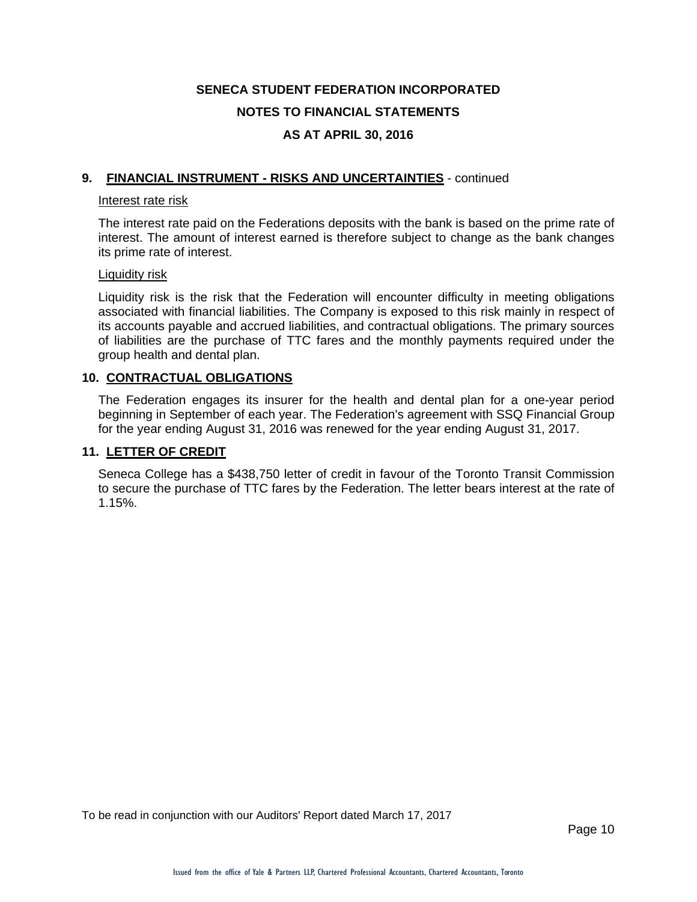# SENECA STUDENT FEDERATION INCORPORATED

## NOTES TO FINANCIAL STATEMENTS

## AS AT APRIL 30, 2016

### 9. FINANCIAL INSTRUMENT - RISKS AND UNCERTAINTIES - continued

Interest rate risk

The interest rate paid on the Federations deposits with the bank is based on the prime rate of interest. The amount of interest earned is therefore subject to change as the bank changes its prime rate of interest.

Liquidity risk

Liquidity risk is the risk that the Federation will encounter difficulty in meeting obligations associated with financial liabilities. The Company is exposed to this risk mainly in respect of its accounts payable and accrued liabilities, and contractual obligations. The primary sources of liabilities are the purchase of TTC fares and the monthly payments required under the group health and dental plan.

### 10. CONTRACTUAL OBLIGATIONS

The Federation engages its insurer for the health and dental plan for a one-year period beginning in September of each year. The Federation's agreement with SSQ Financial Group for the year ending August 31, 2016 was renewed for the year ending August 31, 2017.

### 11. LETTER OF CREDIT

Seneca College has a $438,750 letter of credit in favour of the Toronto Transit Commission to secure the purchase of TTC fares by the Federation. The letter bears interest at the rate of 1.15%.

To be read in conjunction with our Auditors' Report dated March 17, 2017

Issued from the office of Yale & Partners LLP, Chartered Professional Accountants, Chartered Accountants, Toronto